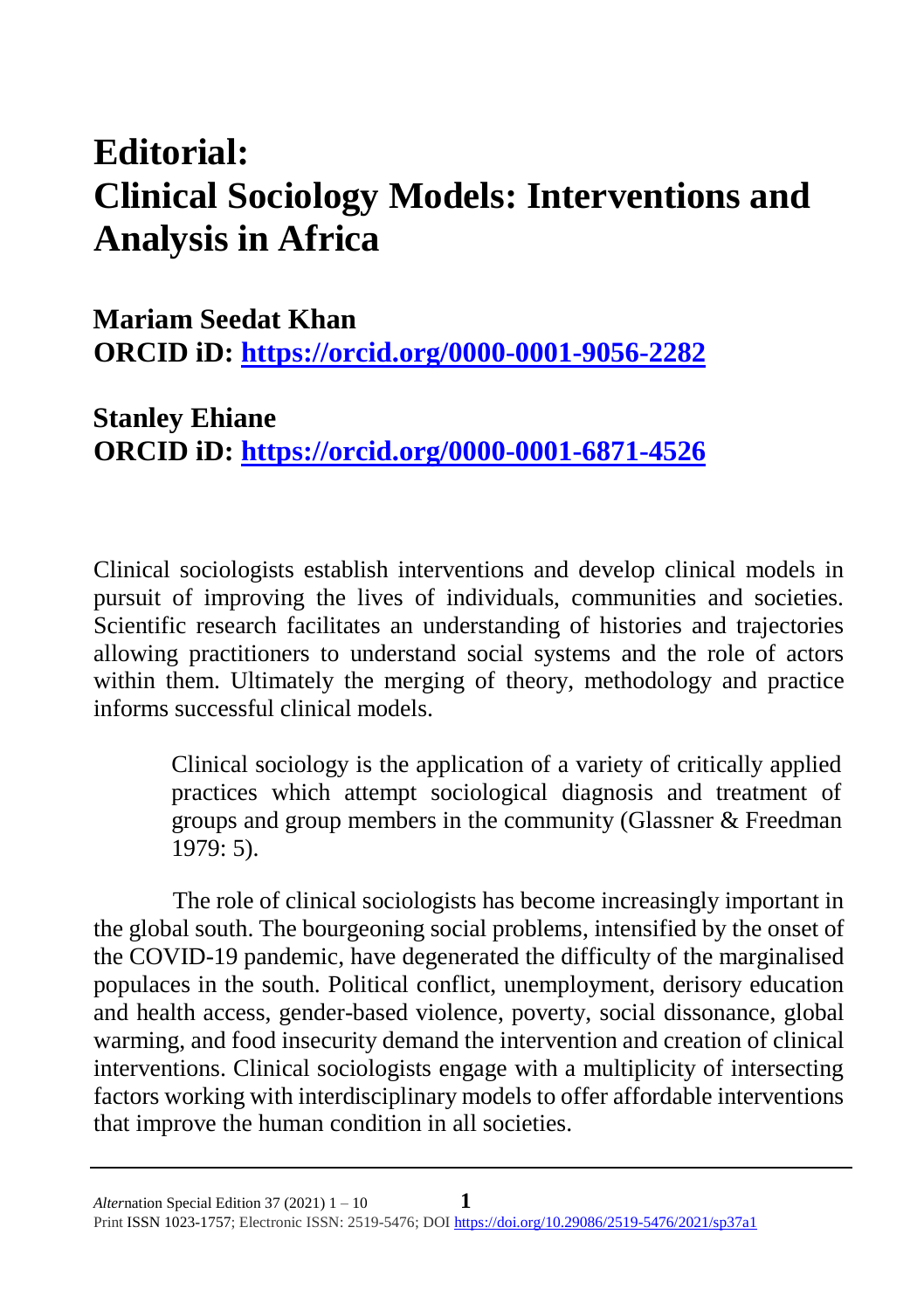# Editorial: Clinical Sociology Models: Interventions and Analysis in Africa

**Mariam Seedat Khan**
**ORCID iD: https://orcid.org/0000-0001-9056-2282**

**Stanley Ehiane**
**ORCID iD: https://orcid.org/0000-0001-6871-4526**

Clinical sociologists establish interventions and develop clinical models in pursuit of improving the lives of individuals, communities and societies. Scientific research facilitates an understanding of histories and trajectories allowing practitioners to understand social systems and the role of actors within them. Ultimately the merging of theory, methodology and practice informs successful clinical models.

> Clinical sociology is the application of a variety of critically applied practices which attempt sociological diagnosis and treatment of groups and group members in the community (Glassner & Freedman 1979: 5).

The role of clinical sociologists has become increasingly important in the global south. The bourgeoning social problems, intensified by the onset of the COVID-19 pandemic, have degenerated the difficulty of the marginalised populaces in the south. Political conflict, unemployment, derisory education and health access, gender-based violence, poverty, social dissonance, global warming, and food insecurity demand the intervention and creation of clinical interventions. Clinical sociologists engage with a multiplicity of intersecting factors working with interdisciplinary models to offer affordable interventions that improve the human condition in all societies.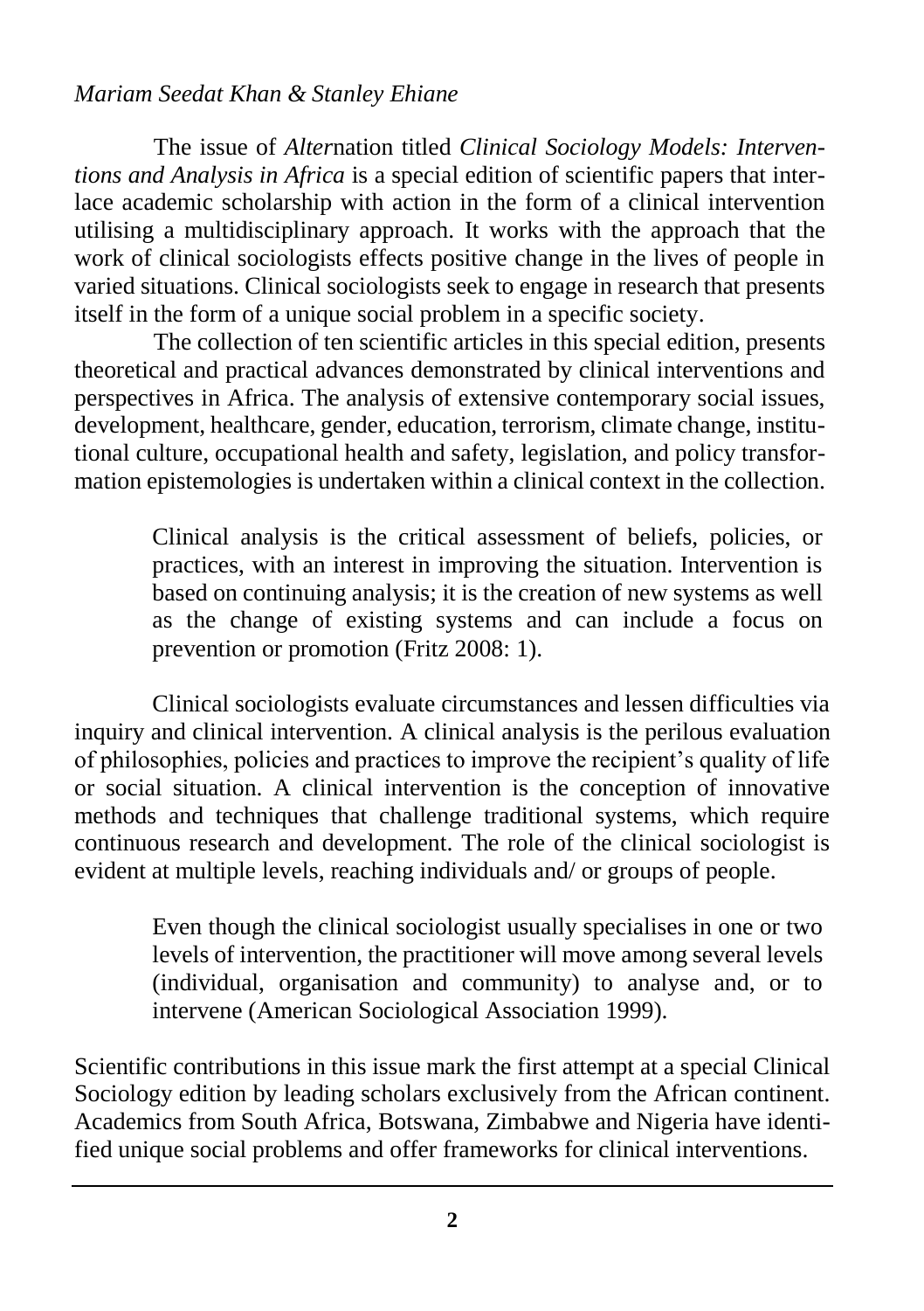The issue of *Alter*nation titled *Clinical Sociology Models: Interventions and Analysis in Africa* is a special edition of scientific papers that interlace academic scholarship with action in the form of a clinical intervention utilising a multidisciplinary approach. It works with the approach that the work of clinical sociologists effects positive change in the lives of people in varied situations. Clinical sociologists seek to engage in research that presents itself in the form of a unique social problem in a specific society.

The collection of ten scientific articles in this special edition, presents theoretical and practical advances demonstrated by clinical interventions and perspectives in Africa. The analysis of extensive contemporary social issues, development, healthcare, gender, education, terrorism, climate change, institutional culture, occupational health and safety, legislation, and policy transformation epistemologies is undertaken within a clinical context in the collection.

> Clinical analysis is the critical assessment of beliefs, policies, or practices, with an interest in improving the situation. Intervention is based on continuing analysis; it is the creation of new systems as well as the change of existing systems and can include a focus on prevention or promotion (Fritz 2008: 1).

Clinical sociologists evaluate circumstances and lessen difficulties via inquiry and clinical intervention. A clinical analysis is the perilous evaluation of philosophies, policies and practices to improve the recipient's quality of life or social situation. A clinical intervention is the conception of innovative methods and techniques that challenge traditional systems, which require continuous research and development. The role of the clinical sociologist is evident at multiple levels, reaching individuals and/ or groups of people.

> Even though the clinical sociologist usually specialises in one or two levels of intervention, the practitioner will move among several levels (individual, organisation and community) to analyse and, or to intervene (American Sociological Association 1999).

Scientific contributions in this issue mark the first attempt at a special Clinical Sociology edition by leading scholars exclusively from the African continent. Academics from South Africa, Botswana, Zimbabwe and Nigeria have identified unique social problems and offer frameworks for clinical interventions.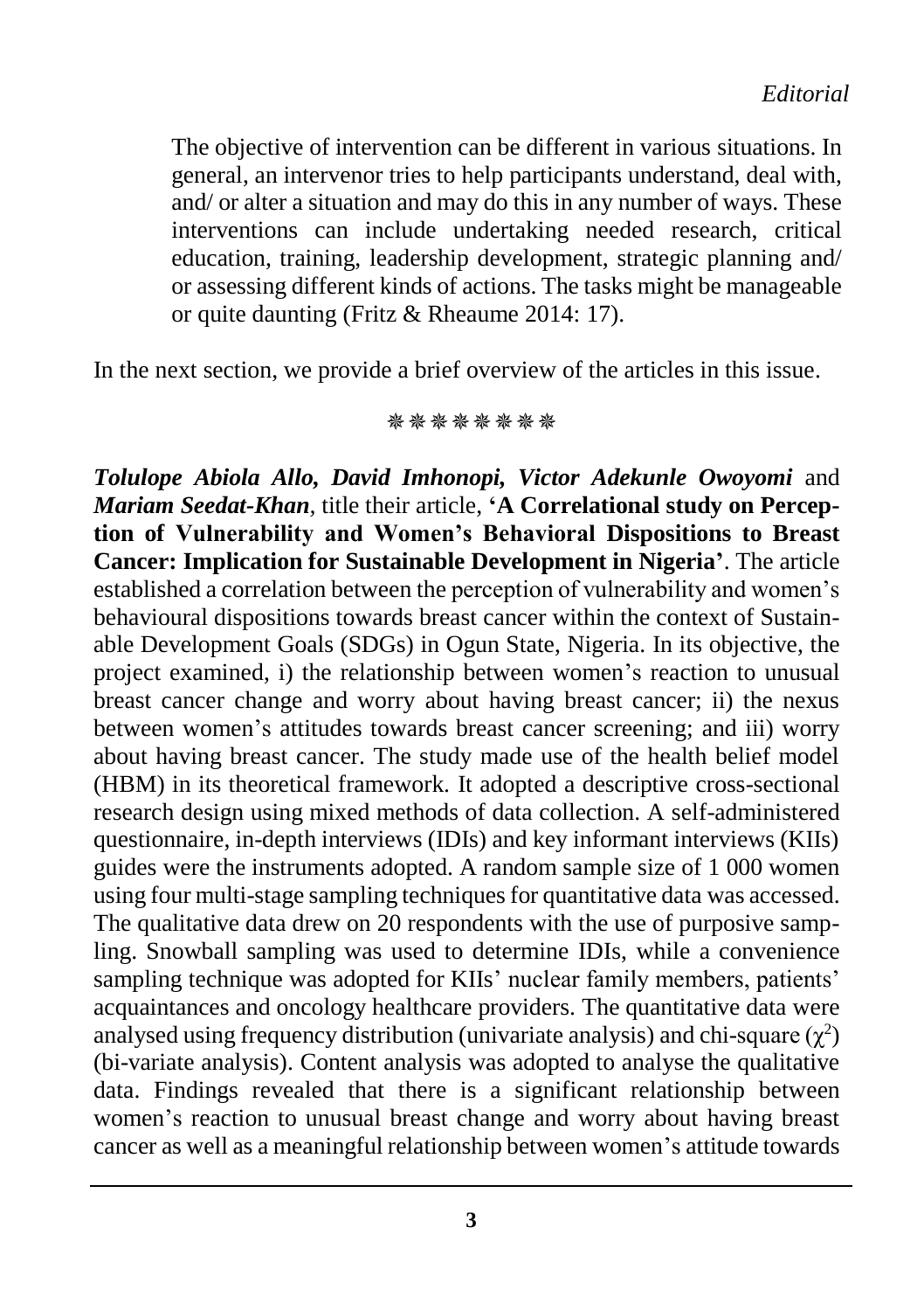> The objective of intervention can be different in various situations. In general, an intervenor tries to help participants understand, deal with, and/ or alter a situation and may do this in any number of ways. These interventions can include undertaking needed research, critical education, training, leadership development, strategic planning and/ or assessing different kinds of actions. The tasks might be manageable or quite daunting (Fritz & Rheaume 2014: 17).

In the next section, we provide a brief overview of the articles in this issue.

❋❋❋❋❋❋❋❋

***Tolulope Abiola Allo, David Imhonopi, Victor Adekunle Owoyomi*** and ***Mariam Seedat-Khan***, title their article, **'A Correlational study on Perception of Vulnerability and Women's Behavioral Dispositions to Breast Cancer: Implication for Sustainable Development in Nigeria'**. The article established a correlation between the perception of vulnerability and women's behavioural dispositions towards breast cancer within the context of Sustainable Development Goals (SDGs) in Ogun State, Nigeria. In its objective, the project examined, i) the relationship between women's reaction to unusual breast cancer change and worry about having breast cancer; ii) the nexus between women's attitudes towards breast cancer screening; and iii) worry about having breast cancer. The study made use of the health belief model (HBM) in its theoretical framework. It adopted a descriptive cross-sectional research design using mixed methods of data collection. A self-administered questionnaire, in-depth interviews (IDIs) and key informant interviews (KIIs) guides were the instruments adopted. A random sample size of 1 000 women using four multi-stage sampling techniques for quantitative data was accessed. The qualitative data drew on 20 respondents with the use of purposive sampling. Snowball sampling was used to determine IDIs, while a convenience sampling technique was adopted for KIIs' nuclear family members, patients' acquaintances and oncology healthcare providers. The quantitative data were analysed using frequency distribution (univariate analysis) and chi-square ($\chi^2$) (bi-variate analysis). Content analysis was adopted to analyse the qualitative data. Findings revealed that there is a significant relationship between women's reaction to unusual breast change and worry about having breast cancer as well as a meaningful relationship between women's attitude towards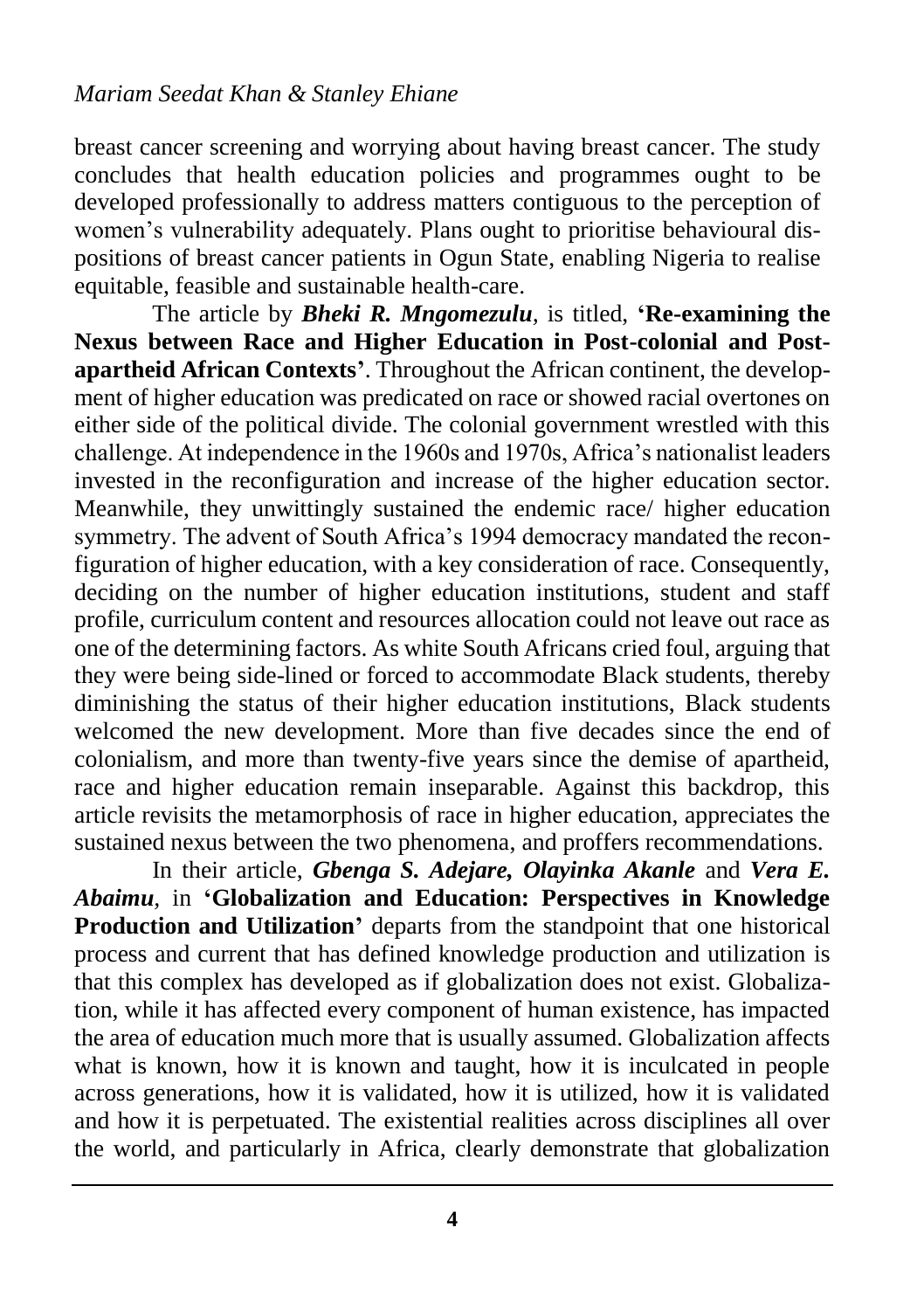breast cancer screening and worrying about having breast cancer. The study concludes that health education policies and programmes ought to be developed professionally to address matters contiguous to the perception of women's vulnerability adequately. Plans ought to prioritise behavioural dispositions of breast cancer patients in Ogun State, enabling Nigeria to realise equitable, feasible and sustainable health-care.

The article by ***Bheki R. Mngomezulu***, is titled, **'Re-examining the Nexus between Race and Higher Education in Post-colonial and Post-apartheid African Contexts'**. Throughout the African continent, the development of higher education was predicated on race or showed racial overtones on either side of the political divide. The colonial government wrestled with this challenge. At independence in the 1960s and 1970s, Africa's nationalist leaders invested in the reconfiguration and increase of the higher education sector. Meanwhile, they unwittingly sustained the endemic race/ higher education symmetry. The advent of South Africa's 1994 democracy mandated the reconfiguration of higher education, with a key consideration of race. Consequently, deciding on the number of higher education institutions, student and staff profile, curriculum content and resources allocation could not leave out race as one of the determining factors. As white South Africans cried foul, arguing that they were being side-lined or forced to accommodate Black students, thereby diminishing the status of their higher education institutions, Black students welcomed the new development. More than five decades since the end of colonialism, and more than twenty-five years since the demise of apartheid, race and higher education remain inseparable. Against this backdrop, this article revisits the metamorphosis of race in higher education, appreciates the sustained nexus between the two phenomena, and proffers recommendations.

In their article, ***Gbenga S. Adejare, Olayinka Akanle*** and ***Vera E. Abaimu***, in **'Globalization and Education: Perspectives in Knowledge Production and Utilization'** departs from the standpoint that one historical process and current that has defined knowledge production and utilization is that this complex has developed as if globalization does not exist. Globalization, while it has affected every component of human existence, has impacted the area of education much more that is usually assumed. Globalization affects what is known, how it is known and taught, how it is inculcated in people across generations, how it is validated, how it is utilized, how it is validated and how it is perpetuated. The existential realities across disciplines all over the world, and particularly in Africa, clearly demonstrate that globalization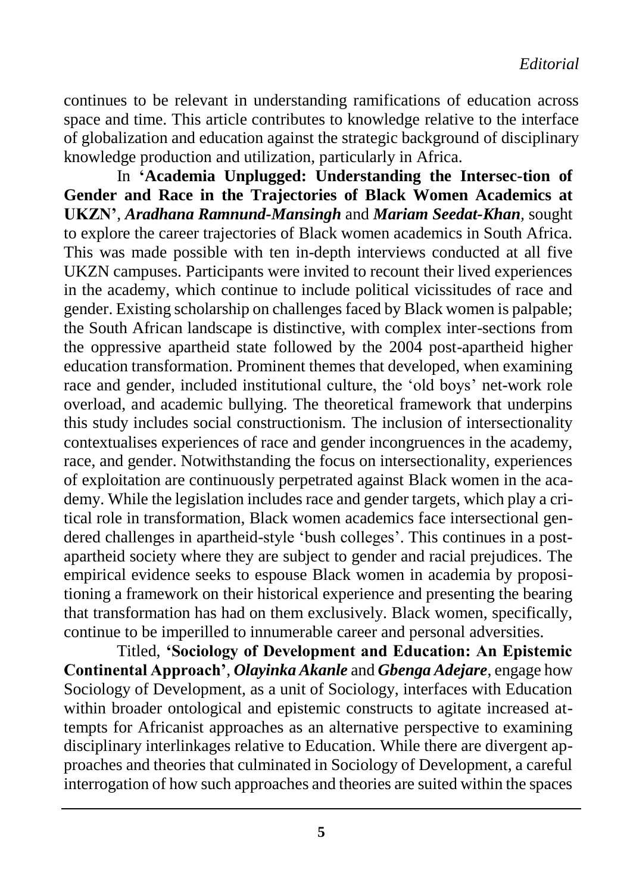continues to be relevant in understanding ramifications of education across space and time. This article contributes to knowledge relative to the interface of globalization and education against the strategic background of disciplinary knowledge production and utilization, particularly in Africa.

In **'Academia Unplugged: Understanding the Intersec-tion of Gender and Race in the Trajectories of Black Women Academics at UKZN'**, ***Aradhana Ramnund-Mansingh*** and ***Mariam Seedat-Khan***, sought to explore the career trajectories of Black women academics in South Africa. This was made possible with ten in-depth interviews conducted at all five UKZN campuses. Participants were invited to recount their lived experiences in the academy, which continue to include political vicissitudes of race and gender. Existing scholarship on challenges faced by Black women is palpable; the South African landscape is distinctive, with complex inter-sections from the oppressive apartheid state followed by the 2004 post-apartheid higher education transformation. Prominent themes that developed, when examining race and gender, included institutional culture, the 'old boys' net-work role overload, and academic bullying. The theoretical framework that underpins this study includes social constructionism. The inclusion of intersectionality contextualises experiences of race and gender incongruences in the academy, race, and gender. Notwithstanding the focus on intersectionality, experiences of exploitation are continuously perpetrated against Black women in the academy. While the legislation includes race and gender targets, which play a critical role in transformation, Black women academics face intersectional gendered challenges in apartheid-style 'bush colleges'. This continues in a post-apartheid society where they are subject to gender and racial prejudices. The empirical evidence seeks to espouse Black women in academia by propositioning a framework on their historical experience and presenting the bearing that transformation has had on them exclusively. Black women, specifically, continue to be imperilled to innumerable career and personal adversities.

Titled, **'Sociology of Development and Education: An Epistemic Continental Approach'**, ***Olayinka Akanle*** and ***Gbenga Adejare***, engage how Sociology of Development, as a unit of Sociology, interfaces with Education within broader ontological and epistemic constructs to agitate increased attempts for Africanist approaches as an alternative perspective to examining disciplinary interlinkages relative to Education. While there are divergent approaches and theories that culminated in Sociology of Development, a careful interrogation of how such approaches and theories are suited within the spaces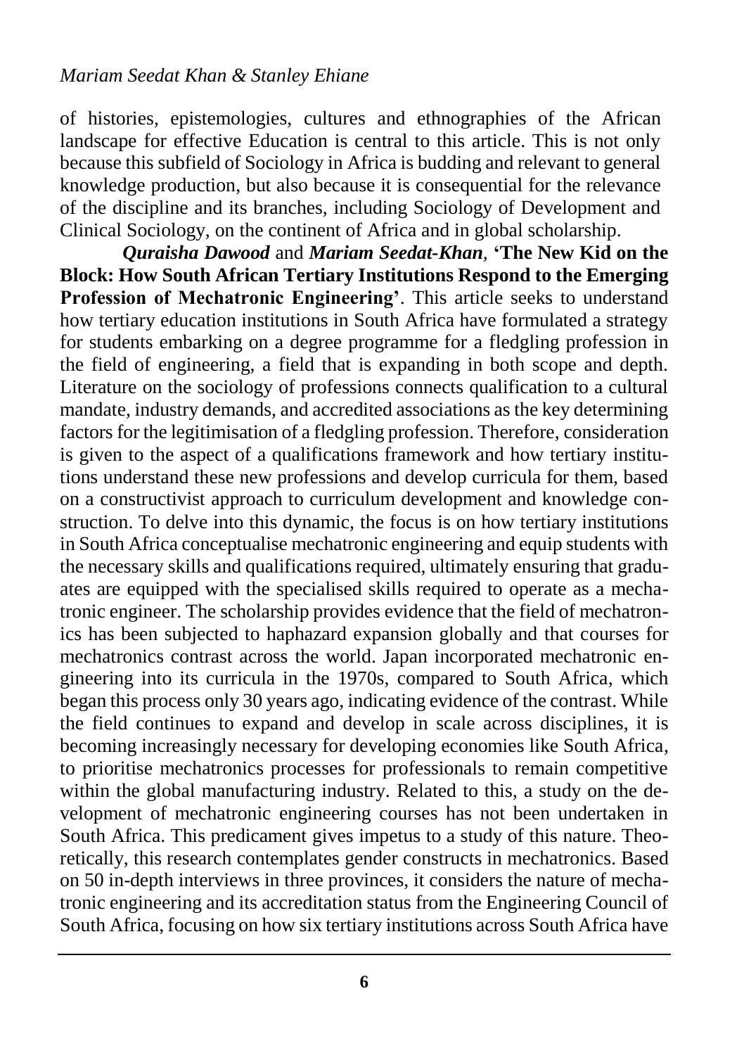of histories, epistemologies, cultures and ethnographies of the African landscape for effective Education is central to this article. This is not only because this subfield of Sociology in Africa is budding and relevant to general knowledge production, but also because it is consequential for the relevance of the discipline and its branches, including Sociology of Development and Clinical Sociology, on the continent of Africa and in global scholarship.

***Quraisha Dawood*** and ***Mariam Seedat-Khan***, **'The New Kid on the Block: How South African Tertiary Institutions Respond to the Emerging Profession of Mechatronic Engineering'**. This article seeks to understand how tertiary education institutions in South Africa have formulated a strategy for students embarking on a degree programme for a fledgling profession in the field of engineering, a field that is expanding in both scope and depth. Literature on the sociology of professions connects qualification to a cultural mandate, industry demands, and accredited associations as the key determining factors for the legitimisation of a fledgling profession. Therefore, consideration is given to the aspect of a qualifications framework and how tertiary institutions understand these new professions and develop curricula for them, based on a constructivist approach to curriculum development and knowledge construction. To delve into this dynamic, the focus is on how tertiary institutions in South Africa conceptualise mechatronic engineering and equip students with the necessary skills and qualifications required, ultimately ensuring that graduates are equipped with the specialised skills required to operate as a mechatronic engineer. The scholarship provides evidence that the field of mechatronics has been subjected to haphazard expansion globally and that courses for mechatronics contrast across the world. Japan incorporated mechatronic engineering into its curricula in the 1970s, compared to South Africa, which began this process only 30 years ago, indicating evidence of the contrast. While the field continues to expand and develop in scale across disciplines, it is becoming increasingly necessary for developing economies like South Africa, to prioritise mechatronics processes for professionals to remain competitive within the global manufacturing industry. Related to this, a study on the development of mechatronic engineering courses has not been undertaken in South Africa. This predicament gives impetus to a study of this nature. Theoretically, this research contemplates gender constructs in mechatronics. Based on 50 in-depth interviews in three provinces, it considers the nature of mechatronic engineering and its accreditation status from the Engineering Council of South Africa, focusing on how six tertiary institutions across South Africa have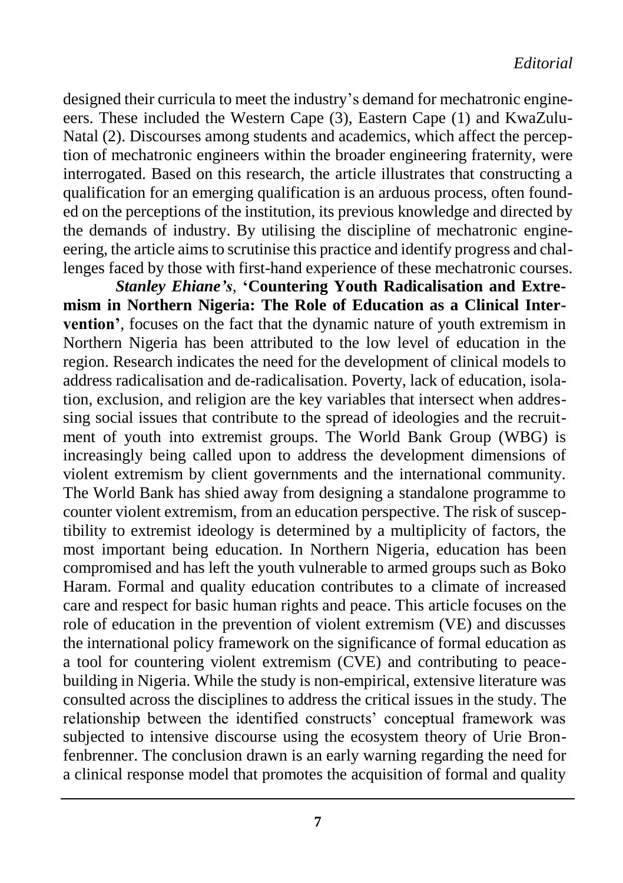designed their curricula to meet the industry's demand for mechatronic engineers. These included the Western Cape (3), Eastern Cape (1) and KwaZulu-Natal (2). Discourses among students and academics, which affect the perception of mechatronic engineers within the broader engineering fraternity, were interrogated. Based on this research, the article illustrates that constructing a qualification for an emerging qualification is an arduous process, often founded on the perceptions of the institution, its previous knowledge and directed by the demands of industry. By utilising the discipline of mechatronic engineering, the article aims to scrutinise this practice and identify progress and challenges faced by those with first-hand experience of these mechatronic courses.

***Stanley Ehiane's***, **'Countering Youth Radicalisation and Extremism in Northern Nigeria: The Role of Education as a Clinical Intervention'**, focuses on the fact that the dynamic nature of youth extremism in Northern Nigeria has been attributed to the low level of education in the region. Research indicates the need for the development of clinical models to address radicalisation and de-radicalisation. Poverty, lack of education, isolation, exclusion, and religion are the key variables that intersect when addressing social issues that contribute to the spread of ideologies and the recruitment of youth into extremist groups. The World Bank Group (WBG) is increasingly being called upon to address the development dimensions of violent extremism by client governments and the international community. The World Bank has shied away from designing a standalone programme to counter violent extremism, from an education perspective. The risk of susceptibility to extremist ideology is determined by a multiplicity of factors, the most important being education. In Northern Nigeria, education has been compromised and has left the youth vulnerable to armed groups such as Boko Haram. Formal and quality education contributes to a climate of increased care and respect for basic human rights and peace. This article focuses on the role of education in the prevention of violent extremism (VE) and discusses the international policy framework on the significance of formal education as a tool for countering violent extremism (CVE) and contributing to peace-building in Nigeria. While the study is non-empirical, extensive literature was consulted across the disciplines to address the critical issues in the study. The relationship between the identified constructs' conceptual framework was subjected to intensive discourse using the ecosystem theory of Urie Bronfenbrenner. The conclusion drawn is an early warning regarding the need for a clinical response model that promotes the acquisition of formal and quality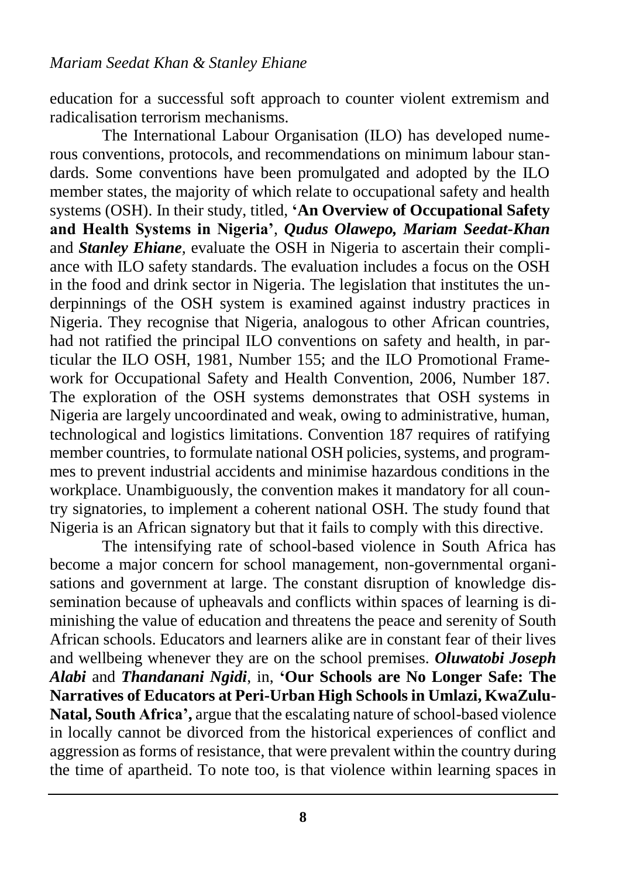education for a successful soft approach to counter violent extremism and radicalisation terrorism mechanisms.

The International Labour Organisation (ILO) has developed numerous conventions, protocols, and recommendations on minimum labour standards. Some conventions have been promulgated and adopted by the ILO member states, the majority of which relate to occupational safety and health systems (OSH). In their study, titled, **'An Overview of Occupational Safety and Health Systems in Nigeria'**, ***Qudus Olawepo, Mariam Seedat-Khan*** and ***Stanley Ehiane***, evaluate the OSH in Nigeria to ascertain their compliance with ILO safety standards. The evaluation includes a focus on the OSH in the food and drink sector in Nigeria. The legislation that institutes the underpinnings of the OSH system is examined against industry practices in Nigeria. They recognise that Nigeria, analogous to other African countries, had not ratified the principal ILO conventions on safety and health, in particular the ILO OSH, 1981, Number 155; and the ILO Promotional Framework for Occupational Safety and Health Convention, 2006, Number 187. The exploration of the OSH systems demonstrates that OSH systems in Nigeria are largely uncoordinated and weak, owing to administrative, human, technological and logistics limitations. Convention 187 requires of ratifying member countries, to formulate national OSH policies, systems, and programmes to prevent industrial accidents and minimise hazardous conditions in the workplace. Unambiguously, the convention makes it mandatory for all country signatories, to implement a coherent national OSH. The study found that Nigeria is an African signatory but that it fails to comply with this directive.

The intensifying rate of school-based violence in South Africa has become a major concern for school management, non-governmental organisations and government at large. The constant disruption of knowledge dissemination because of upheavals and conflicts within spaces of learning is diminishing the value of education and threatens the peace and serenity of South African schools. Educators and learners alike are in constant fear of their lives and wellbeing whenever they are on the school premises. ***Oluwatobi Joseph Alabi*** and ***Thandanani Ngidi***, in, **'Our Schools are No Longer Safe: The Narratives of Educators at Peri-Urban High Schools in Umlazi, KwaZulu-Natal, South Africa',** argue that the escalating nature of school-based violence in locally cannot be divorced from the historical experiences of conflict and aggression as forms of resistance, that were prevalent within the country during the time of apartheid. To note too, is that violence within learning spaces in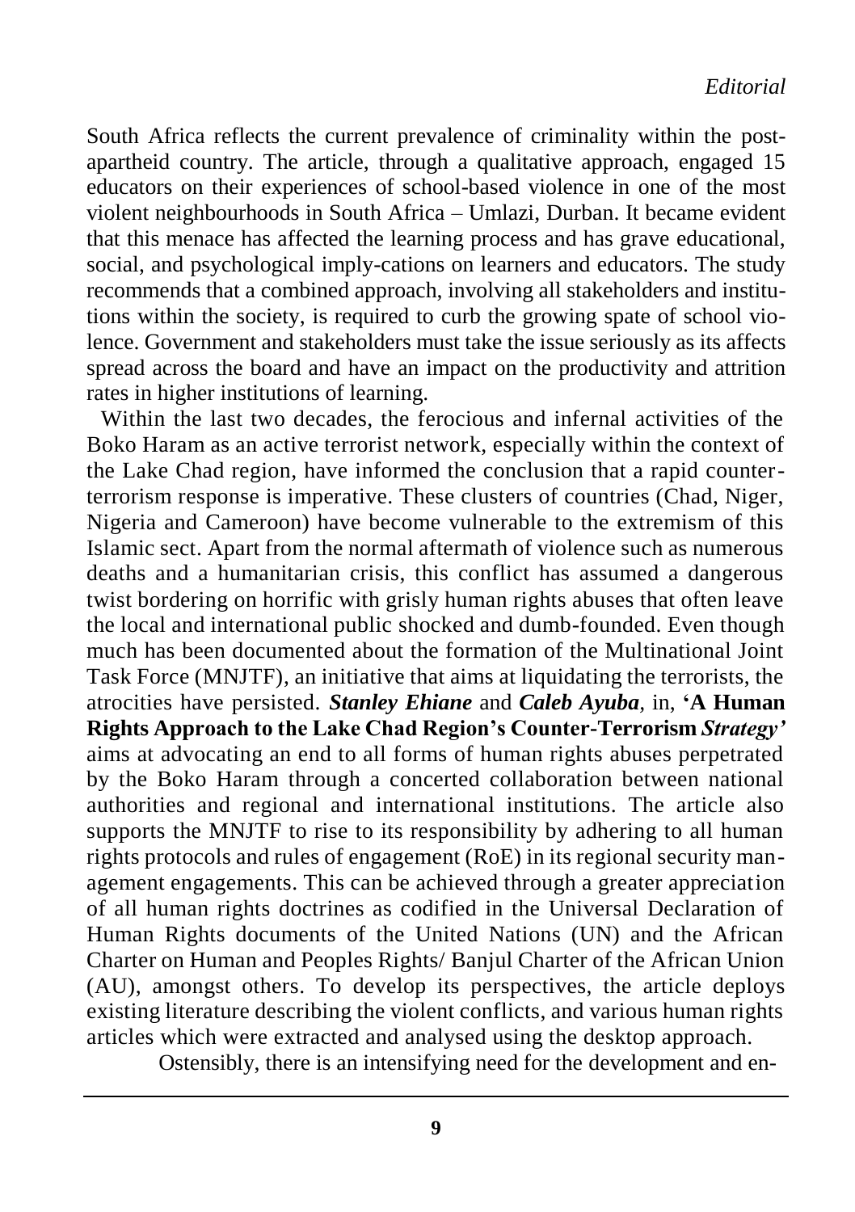South Africa reflects the current prevalence of criminality within the post-apartheid country. The article, through a qualitative approach, engaged 15 educators on their experiences of school-based violence in one of the most violent neighbourhoods in South Africa – Umlazi, Durban. It became evident that this menace has affected the learning process and has grave educational, social, and psychological imply-cations on learners and educators. The study recommends that a combined approach, involving all stakeholders and institutions within the society, is required to curb the growing spate of school violence. Government and stakeholders must take the issue seriously as its affects spread across the board and have an impact on the productivity and attrition rates in higher institutions of learning.

Within the last two decades, the ferocious and infernal activities of the Boko Haram as an active terrorist network, especially within the context of the Lake Chad region, have informed the conclusion that a rapid counter-terrorism response is imperative. These clusters of countries (Chad, Niger, Nigeria and Cameroon) have become vulnerable to the extremism of this Islamic sect. Apart from the normal aftermath of violence such as numerous deaths and a humanitarian crisis, this conflict has assumed a dangerous twist bordering on horrific with grisly human rights abuses that often leave the local and international public shocked and dumb-founded. Even though much has been documented about the formation of the Multinational Joint Task Force (MNJTF), an initiative that aims at liquidating the terrorists, the atrocities have persisted. ***Stanley Ehiane*** and ***Caleb Ayuba***, in, **'A Human Rights Approach to the Lake Chad Region's Counter-Terrorism *Strategy'*** aims at advocating an end to all forms of human rights abuses perpetrated by the Boko Haram through a concerted collaboration between national authorities and regional and international institutions. The article also supports the MNJTF to rise to its responsibility by adhering to all human rights protocols and rules of engagement (RoE) in its regional security management engagements. This can be achieved through a greater appreciation of all human rights doctrines as codified in the Universal Declaration of Human Rights documents of the United Nations (UN) and the African Charter on Human and Peoples Rights/ Banjul Charter of the African Union (AU), amongst others. To develop its perspectives, the article deploys existing literature describing the violent conflicts, and various human rights articles which were extracted and analysed using the desktop approach.

Ostensibly, there is an intensifying need for the development and en-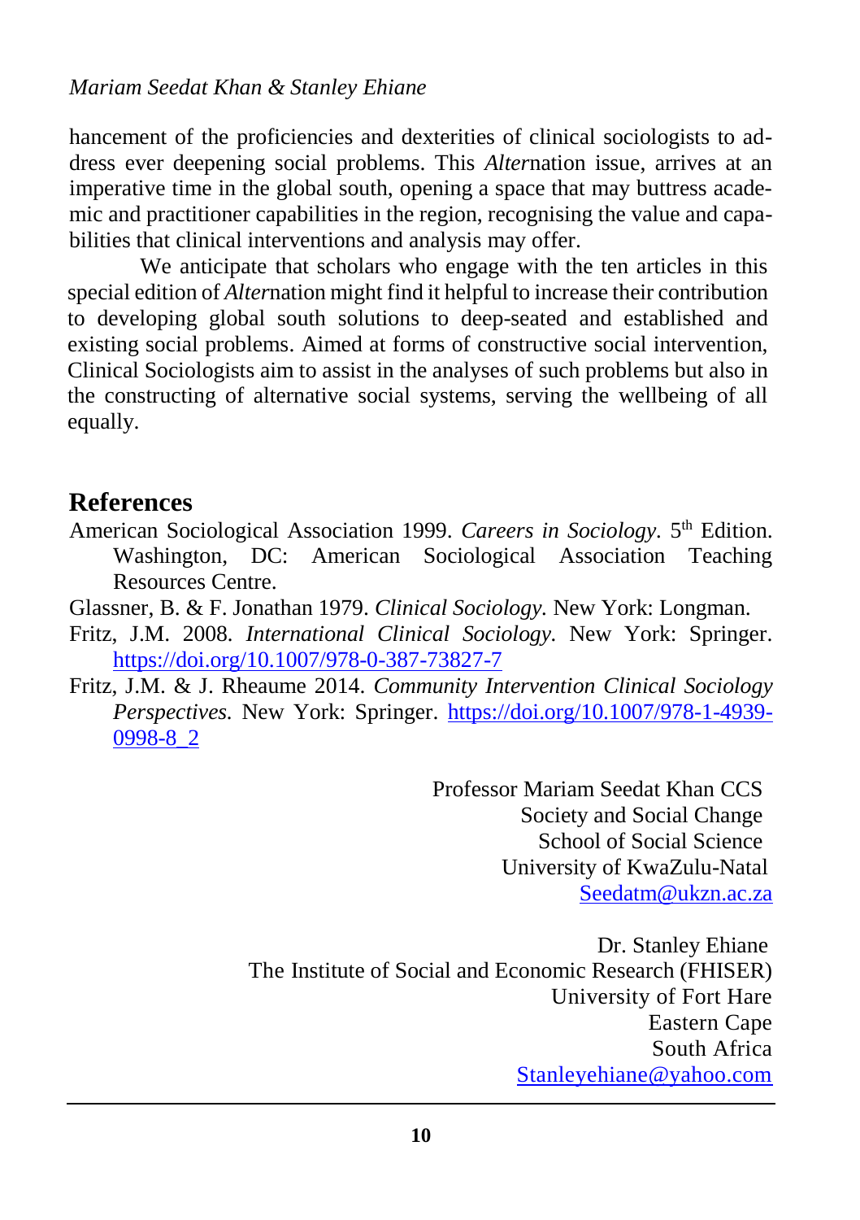hancement of the proficiencies and dexterities of clinical sociologists to address ever deepening social problems. This *Alter*nation issue, arrives at an imperative time in the global south, opening a space that may buttress academic and practitioner capabilities in the region, recognising the value and capabilities that clinical interventions and analysis may offer.

We anticipate that scholars who engage with the ten articles in this special edition of *Alter*nation might find it helpful to increase their contribution to developing global south solutions to deep-seated and established and existing social problems. Aimed at forms of constructive social intervention, Clinical Sociologists aim to assist in the analyses of such problems but also in the constructing of alternative social systems, serving the wellbeing of all equally.

## References

American Sociological Association 1999. *Careers in Sociology*. 5th Edition. Washington, DC: American Sociological Association Teaching Resources Centre.

Glassner, B. & F. Jonathan 1979. *Clinical Sociology*. New York: Longman.

Fritz, J.M. 2008. *International Clinical Sociology*. New York: Springer. https://doi.org/10.1007/978-0-387-73827-7

Fritz, J.M. & J. Rheaume 2014. *Community Intervention Clinical Sociology Perspectives*. New York: Springer. https://doi.org/10.1007/978-1-4939-0998-8_2

Professor Mariam Seedat Khan CCS
Society and Social Change
School of Social Science
University of KwaZulu-Natal
Seedatm@ukzn.ac.za

Dr. Stanley Ehiane
The Institute of Social and Economic Research (FHISER)
University of Fort Hare
Eastern Cape
South Africa
Stanleyehiane@yahoo.com